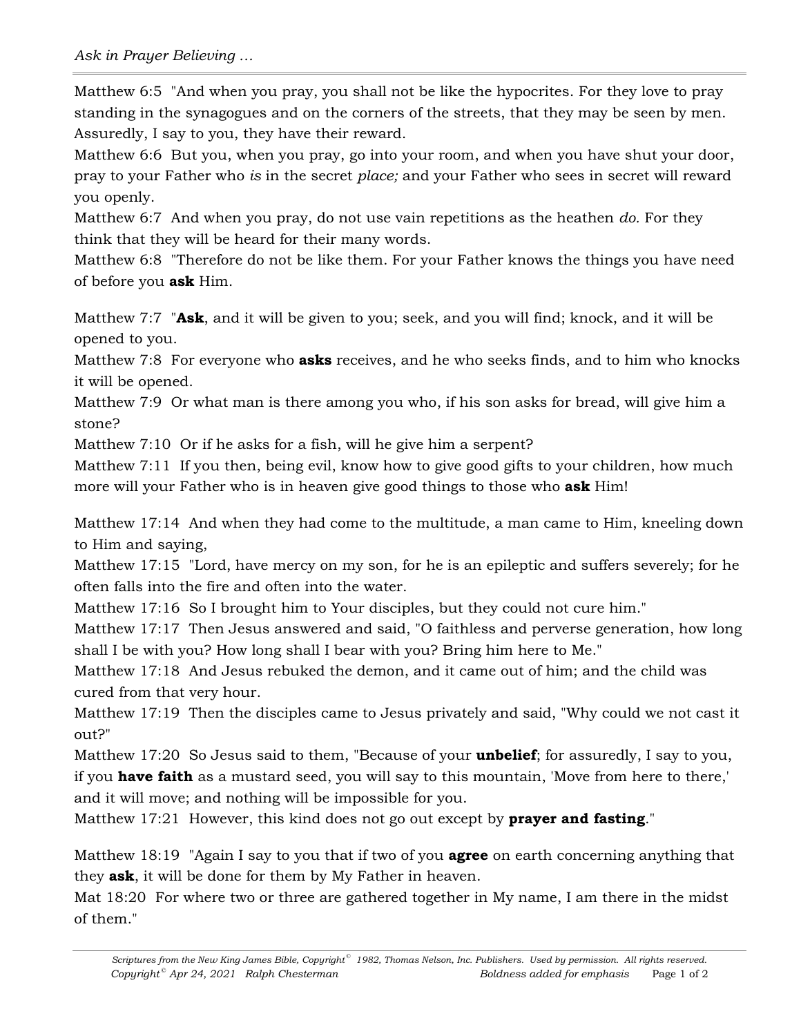Matthew 6:5 "And when you pray, you shall not be like the hypocrites. For they love to pray standing in the synagogues and on the corners of the streets, that they may be seen by men. Assuredly, I say to you, they have their reward.
Matthew 6:6 But you, when you pray, go into your room, and when you have shut your door, pray to your Father who *is* in the secret *place;* and your Father who sees in secret will reward you openly.
Matthew 6:7 And when you pray, do not use vain repetitions as the heathen *do.* For they think that they will be heard for their many words.
Matthew 6:8 "Therefore do not be like them. For your Father knows the things you have need of before you **ask** Him.

Matthew 7:7 "**Ask**, and it will be given to you; seek, and you will find; knock, and it will be opened to you.
Matthew 7:8 For everyone who **asks** receives, and he who seeks finds, and to him who knocks it will be opened.
Matthew 7:9 Or what man is there among you who, if his son asks for bread, will give him a stone?
Matthew 7:10 Or if he asks for a fish, will he give him a serpent?
Matthew 7:11 If you then, being evil, know how to give good gifts to your children, how much more will your Father who is in heaven give good things to those who **ask** Him!

Matthew 17:14 And when they had come to the multitude, a man came to Him, kneeling down to Him and saying,
Matthew 17:15 "Lord, have mercy on my son, for he is an epileptic and suffers severely; for he often falls into the fire and often into the water.
Matthew 17:16 So I brought him to Your disciples, but they could not cure him."
Matthew 17:17 Then Jesus answered and said, "O faithless and perverse generation, how long shall I be with you? How long shall I bear with you? Bring him here to Me."
Matthew 17:18 And Jesus rebuked the demon, and it came out of him; and the child was cured from that very hour.
Matthew 17:19 Then the disciples came to Jesus privately and said, "Why could we not cast it out?"
Matthew 17:20 So Jesus said to them, "Because of your **unbelief**; for assuredly, I say to you, if you **have faith** as a mustard seed, you will say to this mountain, 'Move from here to there,' and it will move; and nothing will be impossible for you.
Matthew 17:21 However, this kind does not go out except by **prayer and fasting**."

Matthew 18:19 "Again I say to you that if two of you **agree** on earth concerning anything that they **ask**, it will be done for them by My Father in heaven.
Mat 18:20 For where two or three are gathered together in My name, I am there in the midst of them."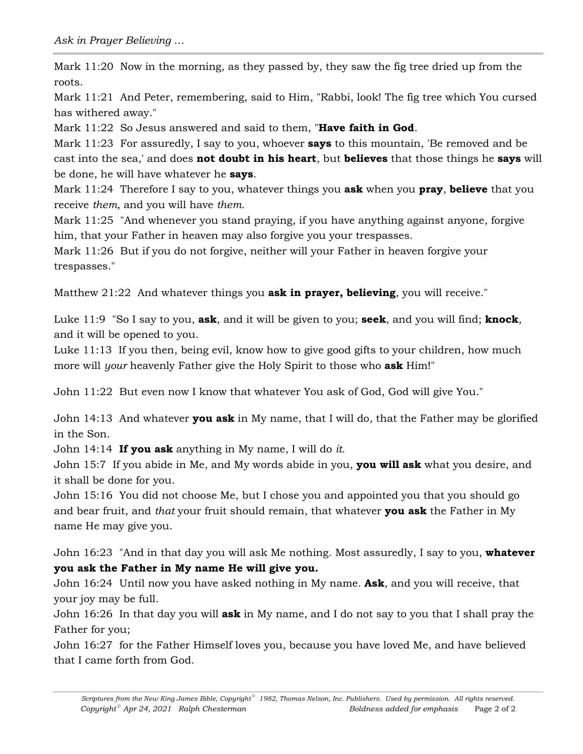Mark 11:20  Now in the morning, as they passed by, they saw the fig tree dried up from the roots.
Mark 11:21  And Peter, remembering, said to Him, "Rabbi, look! The fig tree which You cursed has withered away."
Mark 11:22  So Jesus answered and said to them, "**Have faith in God**.
Mark 11:23  For assuredly, I say to you, whoever **says** to this mountain, 'Be removed and be cast into the sea,' and does **not doubt in his heart**, but **believes** that those things he **says** will be done, he will have whatever he **says**.
Mark 11:24  Therefore I say to you, whatever things you **ask** when you **pray**, **believe** that you receive *them,* and you will have *them.*
Mark 11:25  "And whenever you stand praying, if you have anything against anyone, forgive him, that your Father in heaven may also forgive you your trespasses.
Mark 11:26  But if you do not forgive, neither will your Father in heaven forgive your trespasses."

Matthew 21:22  And whatever things you **ask in prayer, believing**, you will receive."

Luke 11:9  "So I say to you, **ask**, and it will be given to you; **seek**, and you will find; **knock**, and it will be opened to you.
Luke 11:13  If you then, being evil, know how to give good gifts to your children, how much more will *your* heavenly Father give the Holy Spirit to those who **ask** Him!"

John 11:22  But even now I know that whatever You ask of God, God will give You."

John 14:13  And whatever **you ask** in My name, that I will do, that the Father may be glorified in the Son.
John 14:14  **If you ask** anything in My name, I will do *it.*
John 15:7  If you abide in Me, and My words abide in you, **you will ask** what you desire, and it shall be done for you.
John 15:16  You did not choose Me, but I chose you and appointed you that you should go and bear fruit, and *that* your fruit should remain, that whatever **you ask** the Father in My name He may give you.

John 16:23  "And in that day you will ask Me nothing. Most assuredly, I say to you, **whatever you ask the Father in My name He will give you.**
John 16:24  Until now you have asked nothing in My name. **Ask**, and you will receive, that your joy may be full.
John 16:26  In that day you will **ask** in My name, and I do not say to you that I shall pray the Father for you;
John 16:27  for the Father Himself loves you, because you have loved Me, and have believed that I came forth from God.

*Scriptures from the New King James Bible, Copyright© 1982, Thomas Nelson, Inc. Publishers. Used by permission. All rights reserved.*
*Copyright© Apr 24, 2021 Ralph Chesterman* *Boldness added for emphasis*